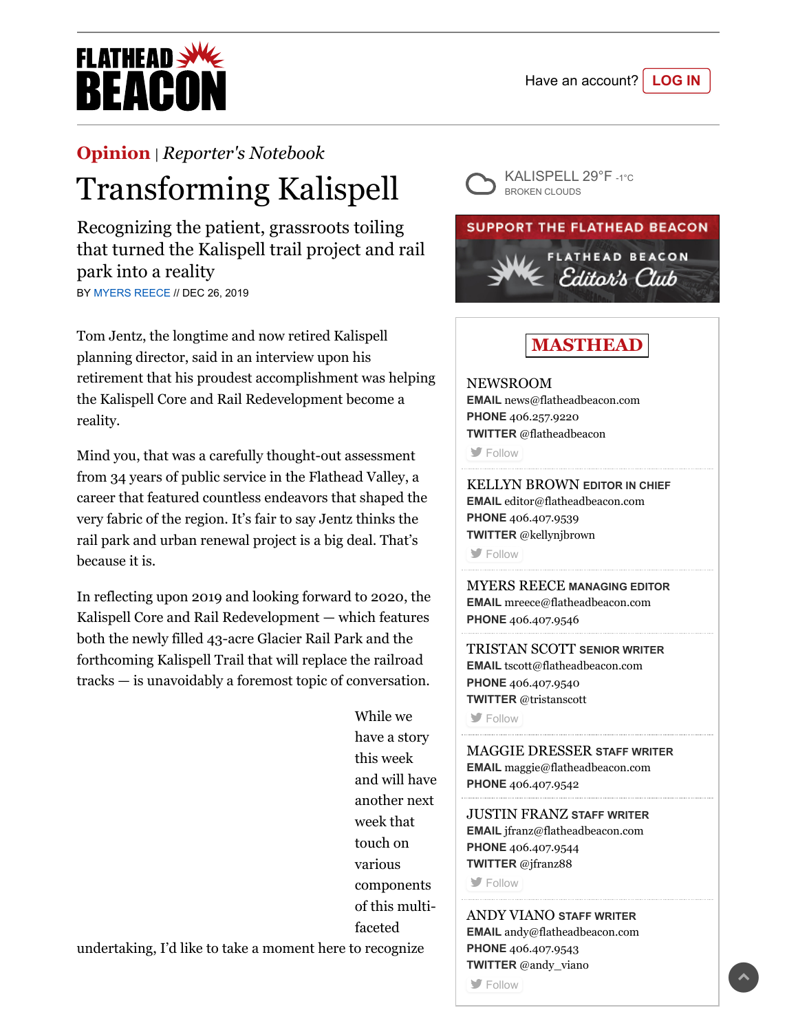Opinion | *Reporter's Notebook*

# Transforming Kalispell

Recognizing the patient, grassroots toiling that turned the Kalispell trail project and rail park into a reality

BY MYERS REECE // DEC 26, 2019

Tom Jentz, the longtime and now retired Kalispell planning director, said in an interview upon his retirement that his proudest accomplishment was helping the Kalispell Core and Rail Redevelopment become a reality.

Mind you, that was a carefully thought-out assessment from 34 years of public service in the Flathead Valley, a career that featured countless endeavors that shaped the very fabric of the region. It's fair to say Jentz thinks the rail park and urban renewal project is a big deal. That's because it is.

In reflecting upon 2019 and looking forward to 2020, the Kalispell Core and Rail Redevelopment — which features both the newly filled 43-acre Glacier Rail Park and the forthcoming Kalispell Trail that will replace the railroad tracks — is unavoidably a foremost topic of conversation.

While we have a story this week and will have another next week that touch on various components of this multi-faceted undertaking, I'd like to take a moment here to recognize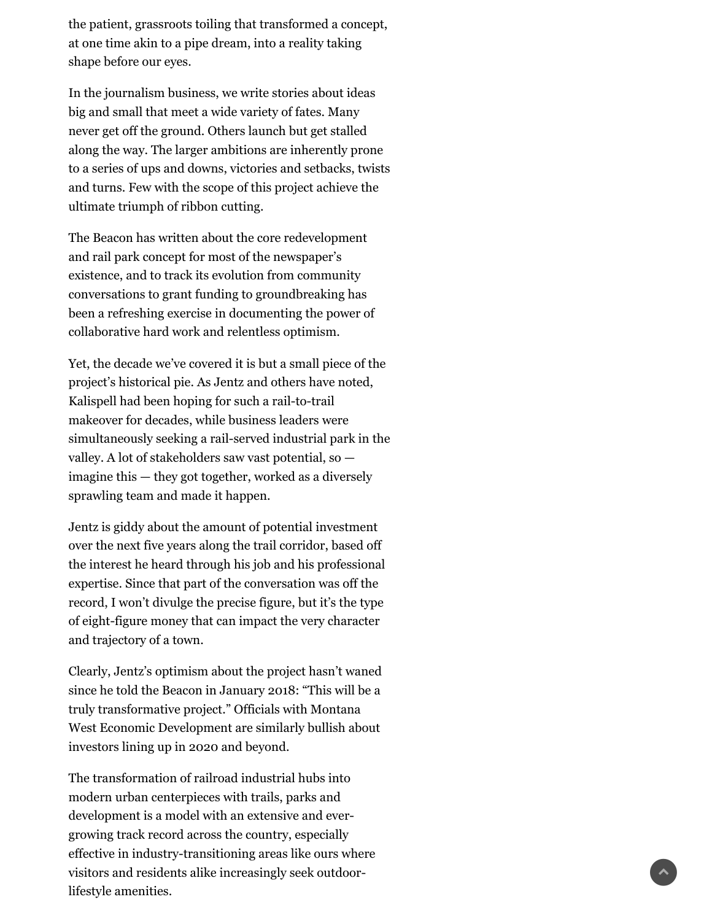the patient, grassroots toiling that transformed a concept, at one time akin to a pipe dream, into a reality taking shape before our eyes.

In the journalism business, we write stories about ideas big and small that meet a wide variety of fates. Many never get off the ground. Others launch but get stalled along the way. The larger ambitions are inherently prone to a series of ups and downs, victories and setbacks, twists and turns. Few with the scope of this project achieve the ultimate triumph of ribbon cutting.

The Beacon has written about the core redevelopment and rail park concept for most of the newspaper's existence, and to track its evolution from community conversations to grant funding to groundbreaking has been a refreshing exercise in documenting the power of collaborative hard work and relentless optimism.

Yet, the decade we've covered it is but a small piece of the project's historical pie. As Jentz and others have noted, Kalispell had been hoping for such a rail-to-trail makeover for decades, while business leaders were simultaneously seeking a rail-served industrial park in the valley. A lot of stakeholders saw vast potential, so — imagine this — they got together, worked as a diversely sprawling team and made it happen.

Jentz is giddy about the amount of potential investment over the next five years along the trail corridor, based off the interest he heard through his job and his professional expertise. Since that part of the conversation was off the record, I won't divulge the precise figure, but it's the type of eight-figure money that can impact the very character and trajectory of a town.

Clearly, Jentz's optimism about the project hasn't waned since he told the Beacon in January 2018: "This will be a truly transformative project." Officials with Montana West Economic Development are similarly bullish about investors lining up in 2020 and beyond.

The transformation of railroad industrial hubs into modern urban centerpieces with trails, parks and development is a model with an extensive and ever-growing track record across the country, especially effective in industry-transitioning areas like ours where visitors and residents alike increasingly seek outdoor-lifestyle amenities.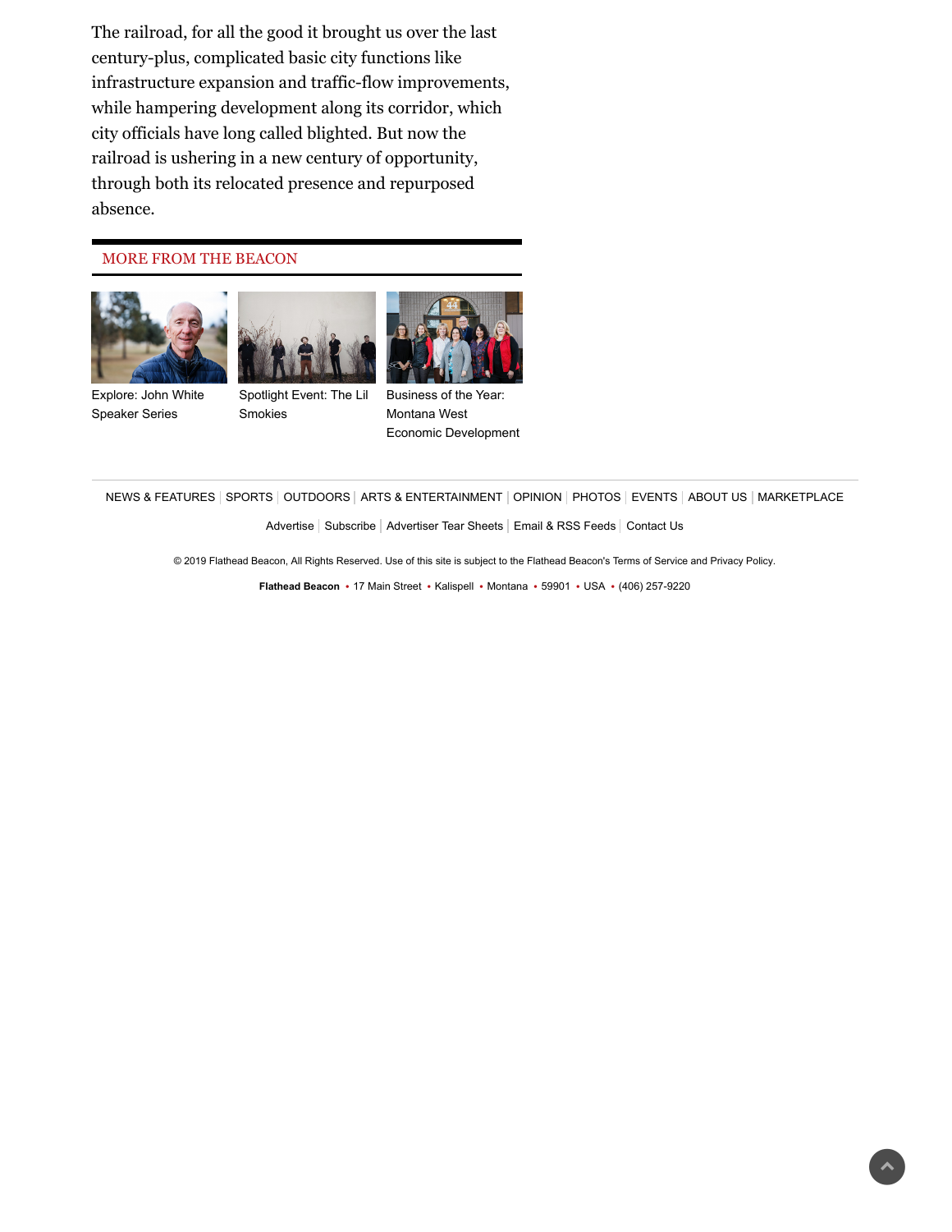The railroad, for all the good it brought us over the last century-plus, complicated basic city functions like infrastructure expansion and traffic-flow improvements, while hampering development along its corridor, which city officials have long called blighted. But now the railroad is ushering in a new century of opportunity, through both its relocated presence and repurposed absence.

## MORE FROM THE BEACON

Explore: John White Speaker Series

Spotlight Event: The Lil Smokies

Business of the Year: Montana West Economic Development

NEWS & FEATURES | SPORTS | OUTDOORS | ARTS & ENTERTAINMENT | OPINION | PHOTOS | EVENTS | ABOUT US | MARKETPLACE

Advertise | Subscribe | Advertiser Tear Sheets | Email & RSS Feeds | Contact Us

© 2019 Flathead Beacon, All Rights Reserved. Use of this site is subject to the Flathead Beacon's Terms of Service and Privacy Policy.

**Flathead Beacon** • 17 Main Street • Kalispell • Montana • 59901 • USA • (406) 257-9220